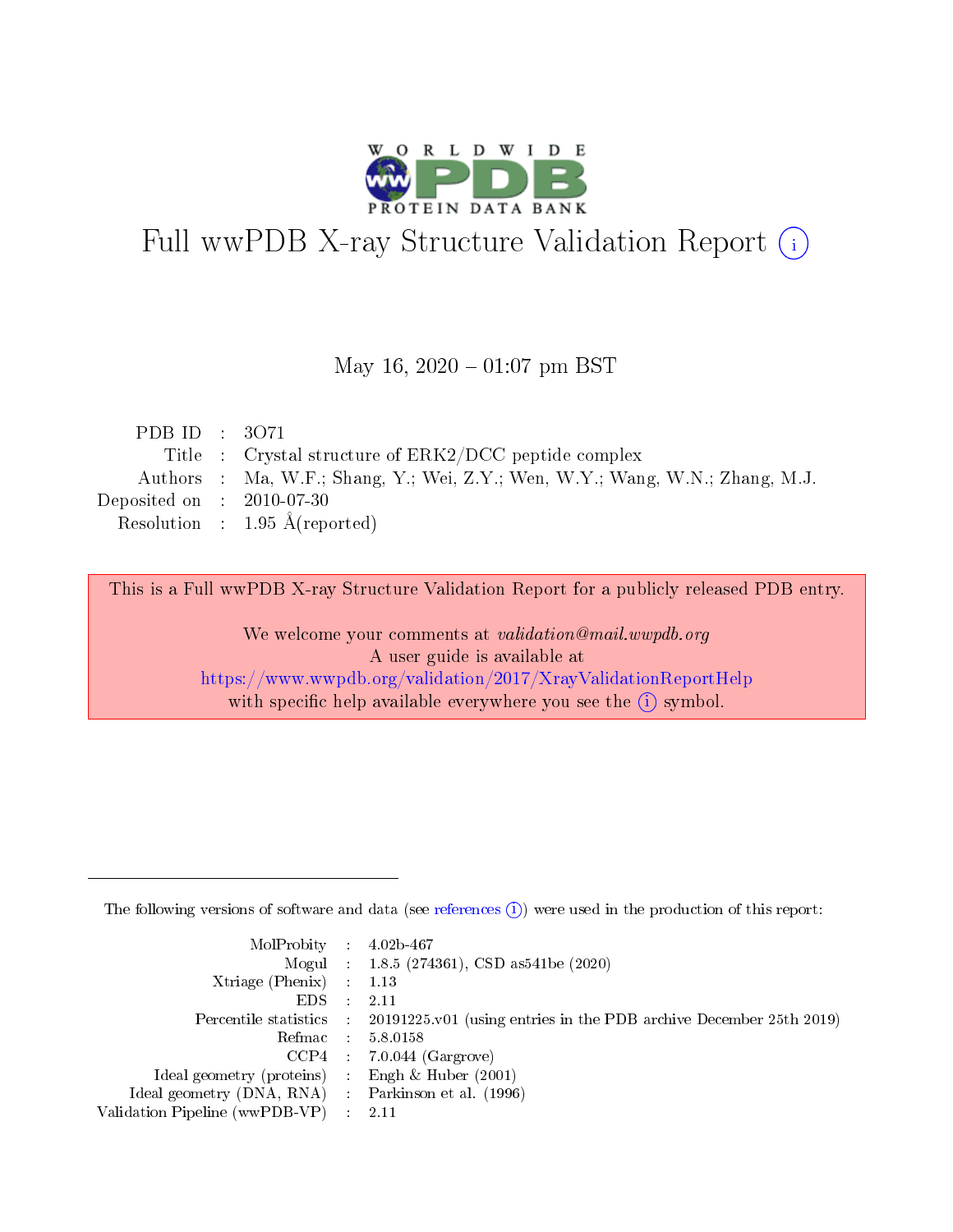# Full wwPDB X-ray Structure Validation Report (i)

May 16, 2020 – 01:07 pm BST

| | | |
|---|---|---|
| PDB ID | : | 3O71 |
| Title | : | Crystal structure of ERK2/DCC peptide complex |
| Authors | : | Ma, W.F.; Shang, Y.; Wei, Z.Y.; Wen, W.Y.; Wang, W.N.; Zhang, M.J. |
| Deposited on | : | 2010-07-30 |
| Resolution | : | 1.95 Å(reported) |

This is a Full wwPDB X-ray Structure Validation Report for a publicly released PDB entry.

We welcome your comments at *validation@mail.wwpdb.org*
A user guide is available at
https://www.wwpdb.org/validation/2017/XrayValidationReportHelp
with specific help available everywhere you see the (i) symbol.

---

The following versions of software and data (see references (i)) were used in the production of this report:

| | | |
|---|---|---|
| MolProbity | : | 4.02b-467 |
| Mogul | : | 1.8.5 (274361), CSD as541be (2020) |
| Xtriage (Phenix) | : | 1.13 |
| EDS | : | 2.11 |
| Percentile statistics | : | 20191225.v01 (using entries in the PDB archive December 25th 2019) |
| Refmac | : | 5.8.0158 |
| CCP4 | : | 7.0.044 (Gargrove) |
| Ideal geometry (proteins) | : | Engh & Huber (2001) |
| Ideal geometry (DNA, RNA) | : | Parkinson et al. (1996) |
| Validation Pipeline (wwPDB-VP) | : | 2.11 |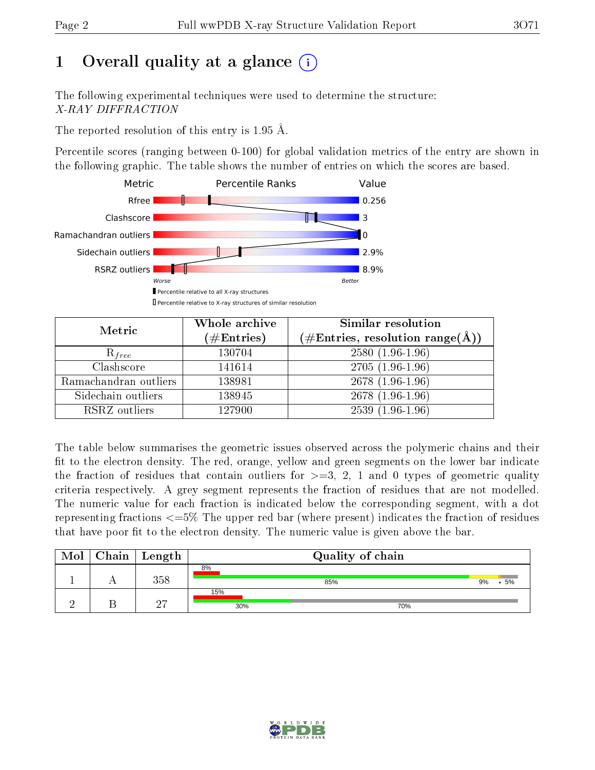# 1 Overall quality at a glance

The following experimental techniques were used to determine the structure:
*X-RAY DIFFRACTION*

The reported resolution of this entry is 1.95 Å.

Percentile scores (ranging between 0-100) for global validation metrics of the entry are shown in the following graphic. The table shows the number of entries on which the scores are based.

| Metric | Value |
|---|---|
| Rfree | 0.256 |
| Clashscore | 3 |
| Ramachandran outliers | 0 |
| Sidechain outliers | 2.9% |
| RSRZ outliers | 8.9% |

Worse — Better

▮ Percentile relative to all X-ray structures
▯ Percentile relative to X-ray structures of similar resolution

| Metric | Whole archive (#Entries) | Similar resolution (#Entries, resolution range(Å)) |
|---|---|---|
| $R_{free}$ | 130704 | 2580 (1.96-1.96) |
| Clashscore | 141614 | 2705 (1.96-1.96) |
| Ramachandran outliers | 138981 | 2678 (1.96-1.96) |
| Sidechain outliers | 138945 | 2678 (1.96-1.96) |
| RSRZ outliers | 127900 | 2539 (1.96-1.96) |

The table below summarises the geometric issues observed across the polymeric chains and their fit to the electron density. The red, orange, yellow and green segments on the lower bar indicate the fraction of residues that contain outliers for >=3, 2, 1 and 0 types of geometric quality criteria respectively. A grey segment represents the fraction of residues that are not modelled. The numeric value for each fraction is indicated below the corresponding segment, with a dot representing fractions <=5% The upper red bar (where present) indicates the fraction of residues that have poor fit to the electron density. The numeric value is given above the bar.

| Mol | Chain | Length | Quality of chain |
|---|---|---|---|
| 1 | A | 358 | 8% (poor fit); 85%, 9%, •, 5% |
| 2 | B | 27 | 15% (poor fit); 30%, 70% |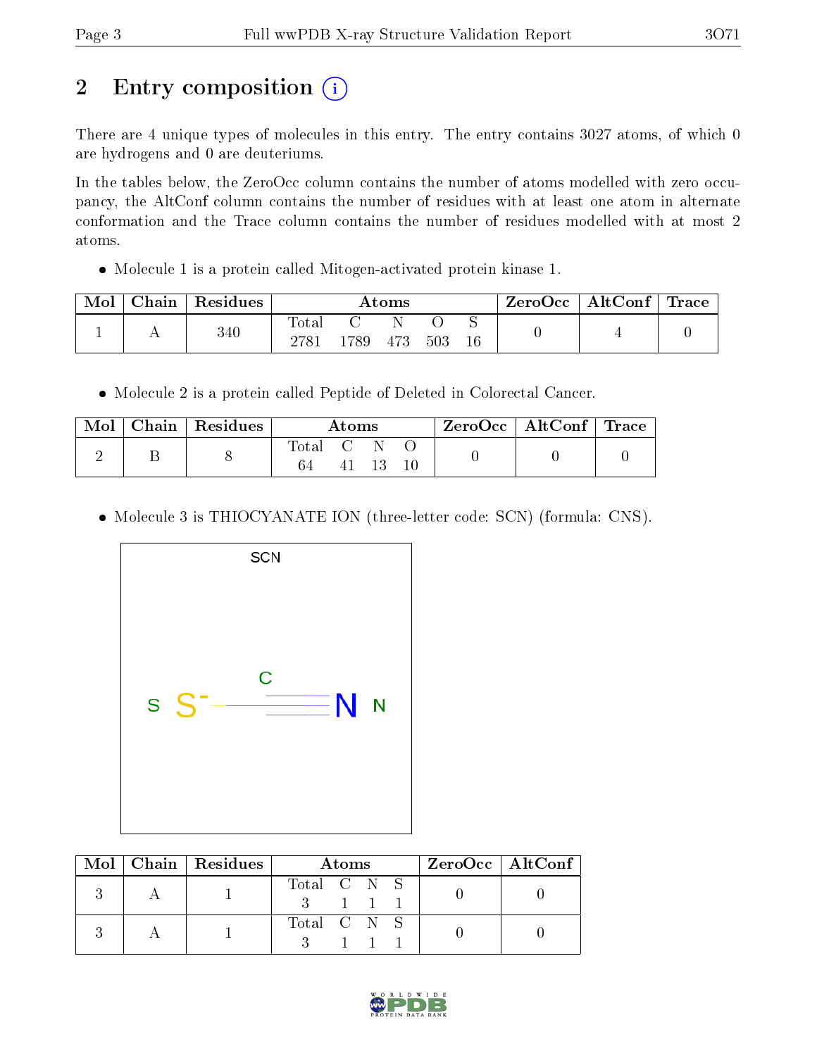# 2 Entry composition

There are 4 unique types of molecules in this entry. The entry contains 3027 atoms, of which 0 are hydrogens and 0 are deuteriums.

In the tables below, the ZeroOcc column contains the number of atoms modelled with zero occupancy, the AltConf column contains the number of residues with at least one atom in alternate conformation and the Trace column contains the number of residues modelled with at most 2 atoms.

- Molecule 1 is a protein called Mitogen-activated protein kinase 1.

| Mol | Chain | Residues | Atoms | | | | | ZeroOcc | AltConf | Trace |
|---|---|---|---|---|---|---|---|---|---|---|
| 1 | A | 340 | Total<br>2781 | C<br>1789 | N<br>473 | O<br>503 | S<br>16 | 0 | 4 | 0 |

- Molecule 2 is a protein called Peptide of Deleted in Colorectal Cancer.

| Mol | Chain | Residues | Atoms | | | | ZeroOcc | AltConf | Trace |
|---|---|---|---|---|---|---|---|---|---|
| 2 | B | 8 | Total<br>64 | C<br>41 | N<br>13 | O<br>10 | 0 | 0 | 0 |

- Molecule 3 is THIOCYANATE ION (three-letter code: SCN) (formula: CNS).

| Mol | Chain | Residues | Atoms | | | | ZeroOcc | AltConf |
|---|---|---|---|---|---|---|---|---|
| 3 | A | 1 | Total<br>3 | C<br>1 | N<br>1 | S<br>1 | 0 | 0 |
| 3 | A | 1 | Total<br>3 | C<br>1 | N<br>1 | S<br>1 | 0 | 0 |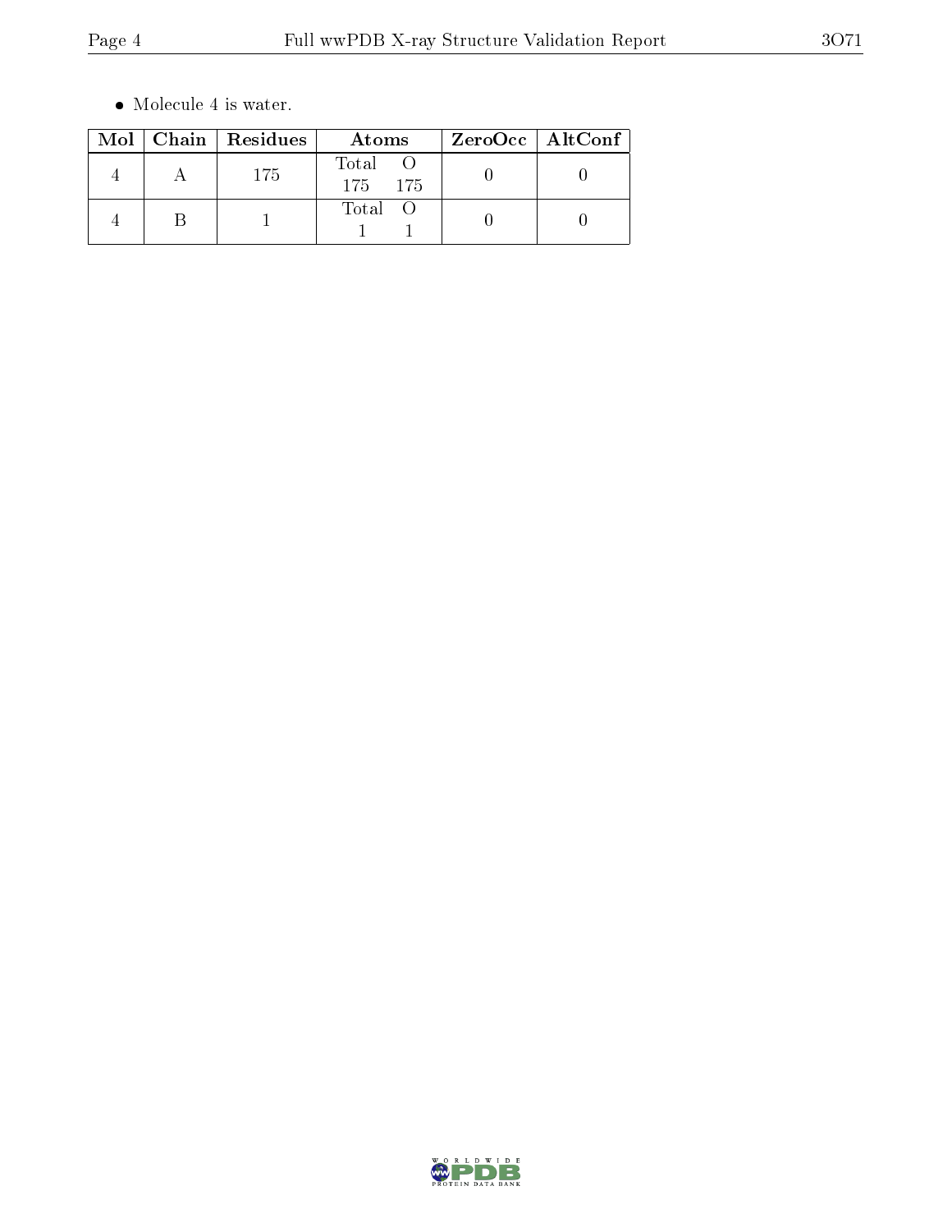- Molecule 4 is water.

| Mol | Chain | Residues | Atoms | ZeroOcc | AltConf |
|---|---|---|---|---|---|
| 4 | A | 175 | Total O<br>175 175 | 0 | 0 |
| 4 | B | 1 | Total O<br>1 1 | 0 | 0 |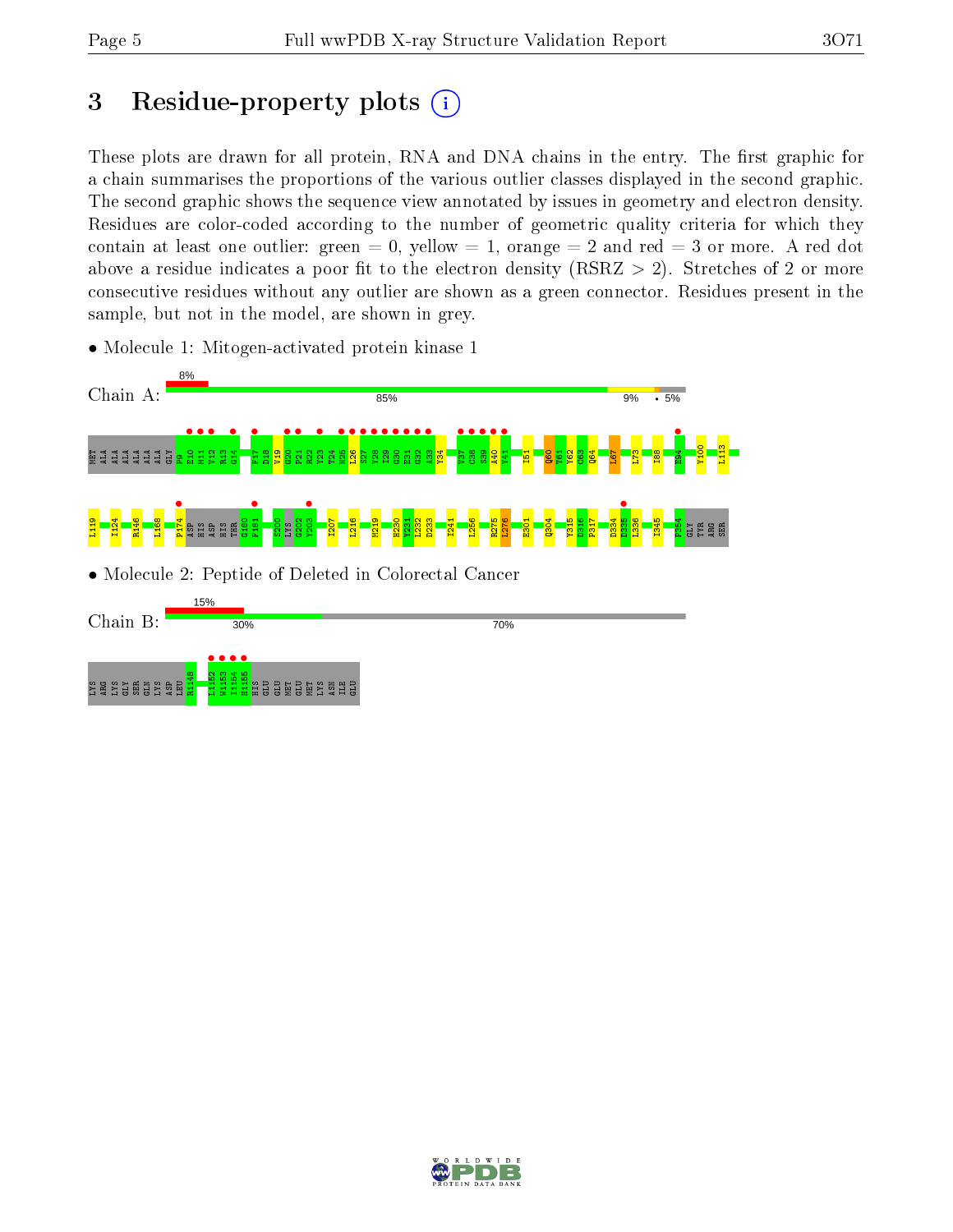# 3 Residue-property plots

These plots are drawn for all protein, RNA and DNA chains in the entry. The first graphic for a chain summarises the proportions of the various outlier classes displayed in the second graphic. The second graphic shows the sequence view annotated by issues in geometry and electron density. Residues are color-coded according to the number of geometric quality criteria for which they contain at least one outlier: green = 0, yellow = 1, orange = 2 and red = 3 or more. A red dot above a residue indicates a poor fit to the electron density (RSRZ > 2). Stretches of 2 or more consecutive residues without any outlier are shown as a green connector. Residues present in the sample, but not in the model, are shown in grey.

- Molecule 1: Mitogen-activated protein kinase 1

Chain A: 8% | 85% | 9% | • | 5%

MET ALA ALA ALA ALA ALA ALA GLY P9 E10 M11 V12 R13 G14 F17 D18 V19 G20 P21 R22 Y23 T24 N25 L26 S27 Y28 I29 G30 E31 G32 A33 Y34 V37 C38 S39 A40 Y41 I51 Q60 T61 Y62 C63 Q64 L67 L73 I88 E94 Y100 L113 L119 I124 R146 L168 P174 ASP HIS ASP HIS THR G180 F181 S200 LYS G202 Y203 I207 L216 M219 H230 Y231 L232 D233 I241 L256 R275 L276 E301 Q304 Y315 D316 P317 D334 D335 L336 I345 P354 GLY TYR ARG SER

- Molecule 2: Peptide of Deleted in Colorectal Cancer

Chain B: 15% | 30% | 70%

LYS ARG LYS GLY SER GLN LYS ASP LEU R1148 L1152 W1153 I1154 H1155 HIS GLU GLU MET GLU MET LYS ASN ILE GLU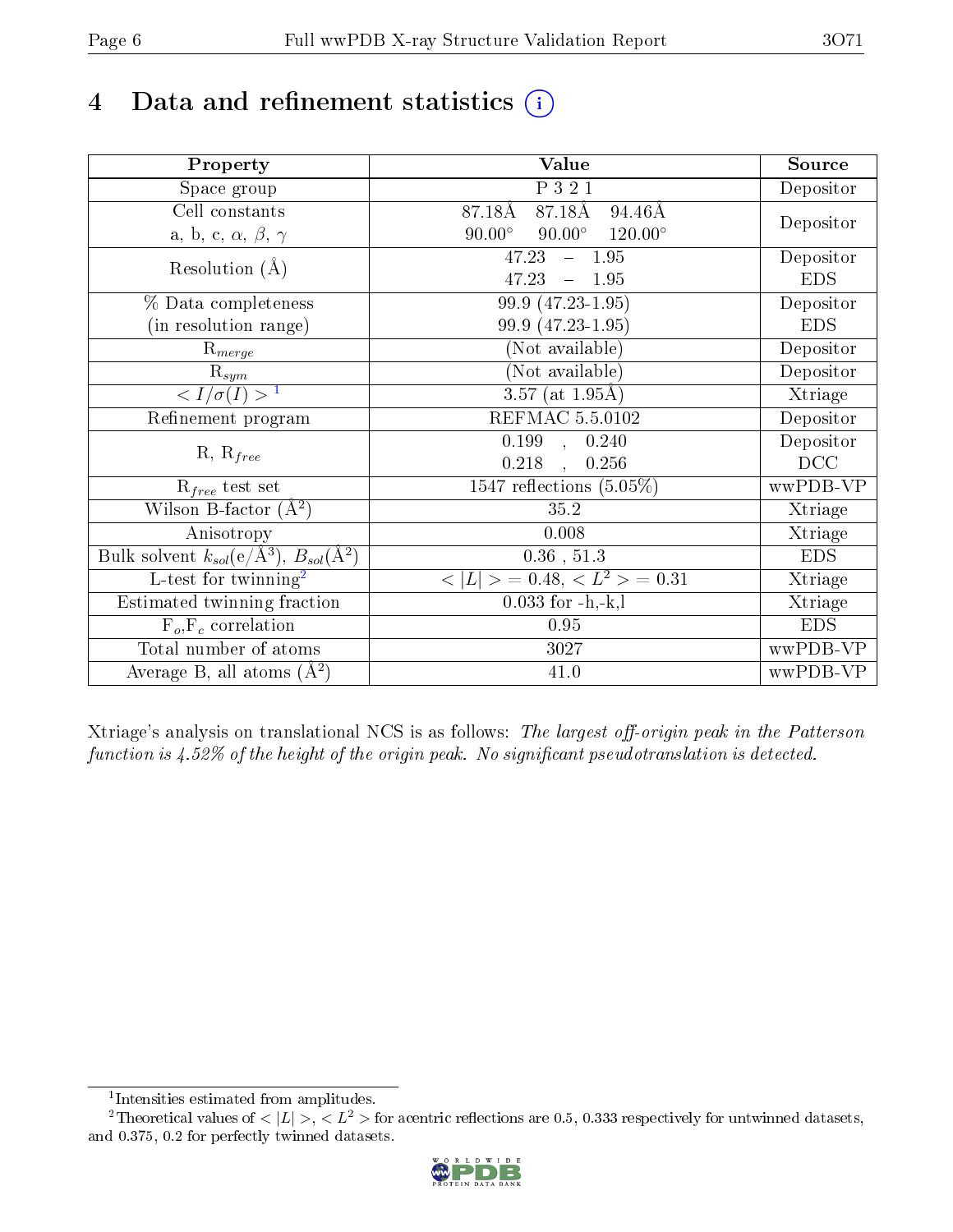# 4 Data and refinement statistics (i)

| Property | Value | Source |
|---|---|---|
| Space group | P 3 2 1 | Depositor |
| Cell constants<br>a, b, c, $\alpha$, $\beta$, $\gamma$ | 87.18Å 87.18Å 94.46Å<br>90.00° 90.00° 120.00° | Depositor |
| Resolution (Å) | 47.23 – 1.95<br>47.23 – 1.95 | Depositor<br>EDS |
| % Data completeness<br>(in resolution range) | 99.9 (47.23-1.95)<br>99.9 (47.23-1.95) | Depositor<br>EDS |
| $R_{merge}$ | (Not available) | Depositor |
| $R_{sym}$ | (Not available) | Depositor |
| $< I/\sigma(I) >$ [1] | 3.57 (at 1.95Å) | Xtriage |
| Refinement program | REFMAC 5.5.0102 | Depositor |
| R, $R_{free}$ | 0.199 , 0.240<br>0.218 , 0.256 | Depositor<br>DCC |
| $R_{free}$ test set | 1547 reflections (5.05%) | wwPDB-VP |
| Wilson B-factor (Å$^2$) | 35.2 | Xtriage |
| Anisotropy | 0.008 | Xtriage |
| Bulk solvent $k_{sol}$(e/Å$^3$), $B_{sol}$(Å$^2$) | 0.36 , 51.3 | EDS |
| L-test for twinning[2] | $< \|L\| >$ = 0.48, $< L^2 >$ = 0.31 | Xtriage |
| Estimated twinning fraction | 0.033 for -h,-k,l | Xtriage |
| $F_o$,$F_c$ correlation | 0.95 | EDS |
| Total number of atoms | 3027 | wwPDB-VP |
| Average B, all atoms (Å$^2$) | 41.0 | wwPDB-VP |

Xtriage's analysis on translational NCS is as follows: *The largest off-origin peak in the Patterson function is 4.52% of the height of the origin peak. No significant pseudotranslation is detected.*

[1] Intensities estimated from amplitudes.

[2] Theoretical values of $< |L| >$, $< L^2 >$ for acentric reflections are 0.5, 0.333 respectively for untwinned datasets, and 0.375, 0.2 for perfectly twinned datasets.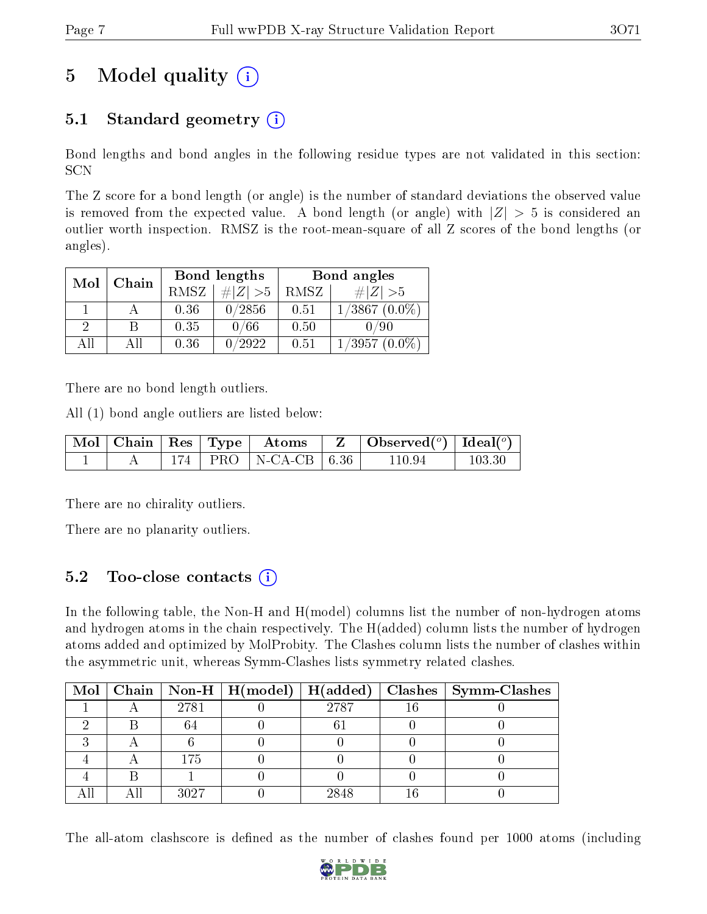# 5 Model quality

## 5.1 Standard geometry

Bond lengths and bond angles in the following residue types are not validated in this section: SCN

The Z score for a bond length (or angle) is the number of standard deviations the observed value is removed from the expected value. A bond length (or angle) with $|Z| > 5$ is considered an outlier worth inspection. RMSZ is the root-mean-square of all Z scores of the bond lengths (or angles).

| Mol | Chain | Bond lengths | | Bond angles | |
|---|---|---|---|---|---|
| | | RMSZ | #\|Z\| >5 | RMSZ | #\|Z\| >5 |
| 1 | A | 0.36 | 0/2856 | 0.51 | 1/3867 (0.0%) |
| 2 | B | 0.35 | 0/66 | 0.50 | 0/90 |
| All | All | 0.36 | 0/2922 | 0.51 | 1/3957 (0.0%) |

There are no bond length outliers.

All (1) bond angle outliers are listed below:

| Mol | Chain | Res | Type | Atoms | Z | Observed(°) | Ideal(°) |
|---|---|---|---|---|---|---|---|
| 1 | A | 174 | PRO | N-CA-CB | 6.36 | 110.94 | 103.30 |

There are no chirality outliers.

There are no planarity outliers.

## 5.2 Too-close contacts

In the following table, the Non-H and H(model) columns list the number of non-hydrogen atoms and hydrogen atoms in the chain respectively. The H(added) column lists the number of hydrogen atoms added and optimized by MolProbity. The Clashes column lists the number of clashes within the asymmetric unit, whereas Symm-Clashes lists symmetry related clashes.

| Mol | Chain | Non-H | H(model) | H(added) | Clashes | Symm-Clashes |
|---|---|---|---|---|---|---|
| 1 | A | 2781 | 0 | 2787 | 16 | 0 |
| 2 | B | 64 | 0 | 61 | 0 | 0 |
| 3 | A | 6 | 0 | 0 | 0 | 0 |
| 4 | A | 175 | 0 | 0 | 0 | 0 |
| 4 | B | 1 | 0 | 0 | 0 | 0 |
| All | All | 3027 | 0 | 2848 | 16 | 0 |

The all-atom clashscore is defined as the number of clashes found per 1000 atoms (including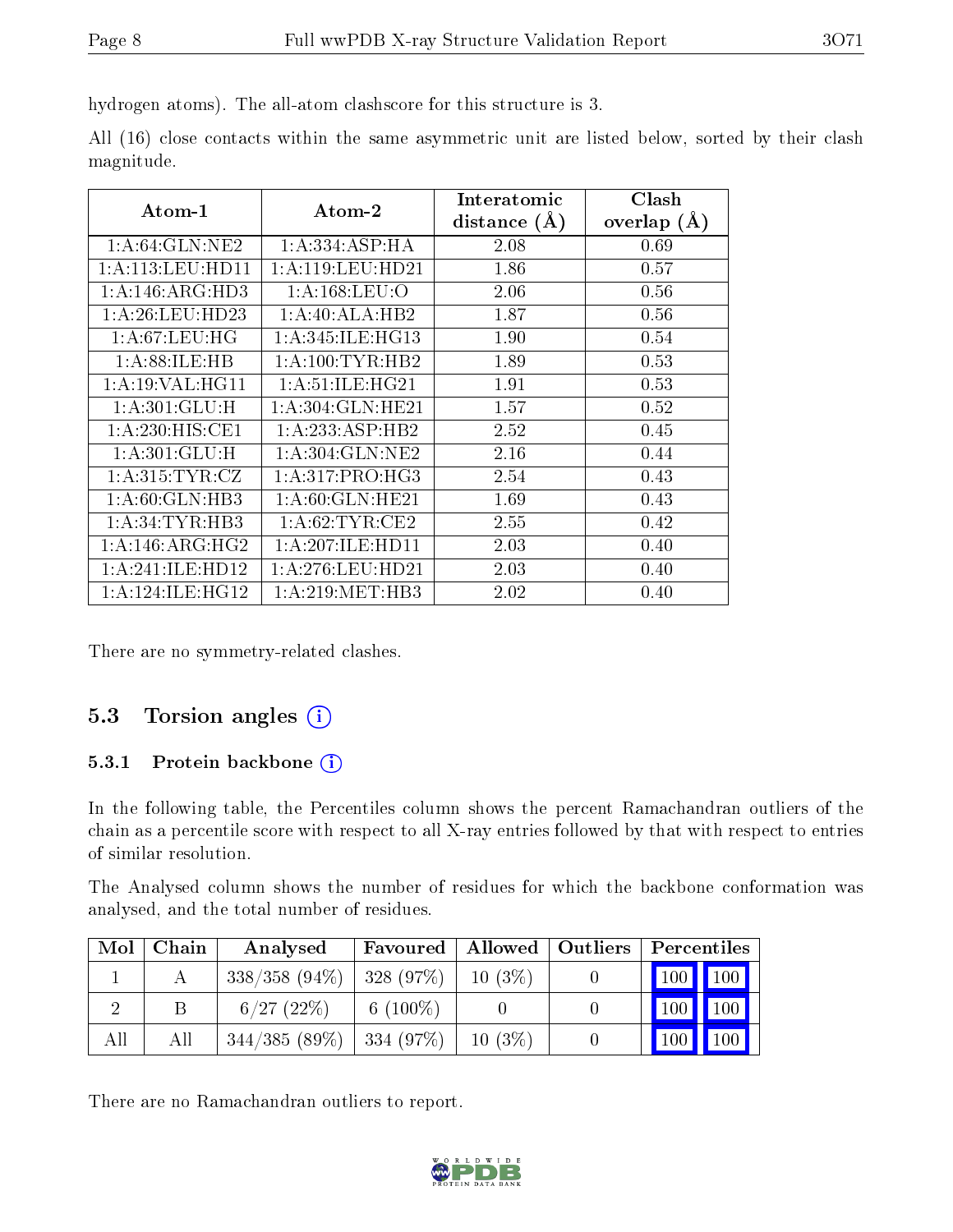hydrogen atoms). The all-atom clashscore for this structure is 3.

All (16) close contacts within the same asymmetric unit are listed below, sorted by their clash magnitude.

| Atom-1 | Atom-2 | Interatomic distance (Å) | Clash overlap (Å) |
|---|---|---|---|
| 1:A:64:GLN:NE2 | 1:A:334:ASP:HA | 2.08 | 0.69 |
| 1:A:113:LEU:HD11 | 1:A:119:LEU:HD21 | 1.86 | 0.57 |
| 1:A:146:ARG:HD3 | 1:A:168:LEU:O | 2.06 | 0.56 |
| 1:A:26:LEU:HD23 | 1:A:40:ALA:HB2 | 1.87 | 0.56 |
| 1:A:67:LEU:HG | 1:A:345:ILE:HG13 | 1.90 | 0.54 |
| 1:A:88:ILE:HB | 1:A:100:TYR:HB2 | 1.89 | 0.53 |
| 1:A:19:VAL:HG11 | 1:A:51:ILE:HG21 | 1.91 | 0.53 |
| 1:A:301:GLU:H | 1:A:304:GLN:HE21 | 1.57 | 0.52 |
| 1:A:230:HIS:CE1 | 1:A:233:ASP:HB2 | 2.52 | 0.45 |
| 1:A:301:GLU:H | 1:A:304:GLN:NE2 | 2.16 | 0.44 |
| 1:A:315:TYR:CZ | 1:A:317:PRO:HG3 | 2.54 | 0.43 |
| 1:A:60:GLN:HB3 | 1:A:60:GLN:HE21 | 1.69 | 0.43 |
| 1:A:34:TYR:HB3 | 1:A:62:TYR:CE2 | 2.55 | 0.42 |
| 1:A:146:ARG:HG2 | 1:A:207:ILE:HD11 | 2.03 | 0.40 |
| 1:A:241:ILE:HD12 | 1:A:276:LEU:HD21 | 2.03 | 0.40 |
| 1:A:124:ILE:HG12 | 1:A:219:MET:HB3 | 2.02 | 0.40 |

There are no symmetry-related clashes.

## 5.3 Torsion angles

### 5.3.1 Protein backbone

In the following table, the Percentiles column shows the percent Ramachandran outliers of the chain as a percentile score with respect to all X-ray entries followed by that with respect to entries of similar resolution.

The Analysed column shows the number of residues for which the backbone conformation was analysed, and the total number of residues.

| Mol | Chain | Analysed | Favoured | Allowed | Outliers | Percentiles | |
|---|---|---|---|---|---|---|---|
| 1 | A | 338/358 (94%) | 328 (97%) | 10 (3%) | 0 | 100 | 100 |
| 2 | B | 6/27 (22%) | 6 (100%) | 0 | 0 | 100 | 100 |
| All | All | 344/385 (89%) | 334 (97%) | 10 (3%) | 0 | 100 | 100 |

There are no Ramachandran outliers to report.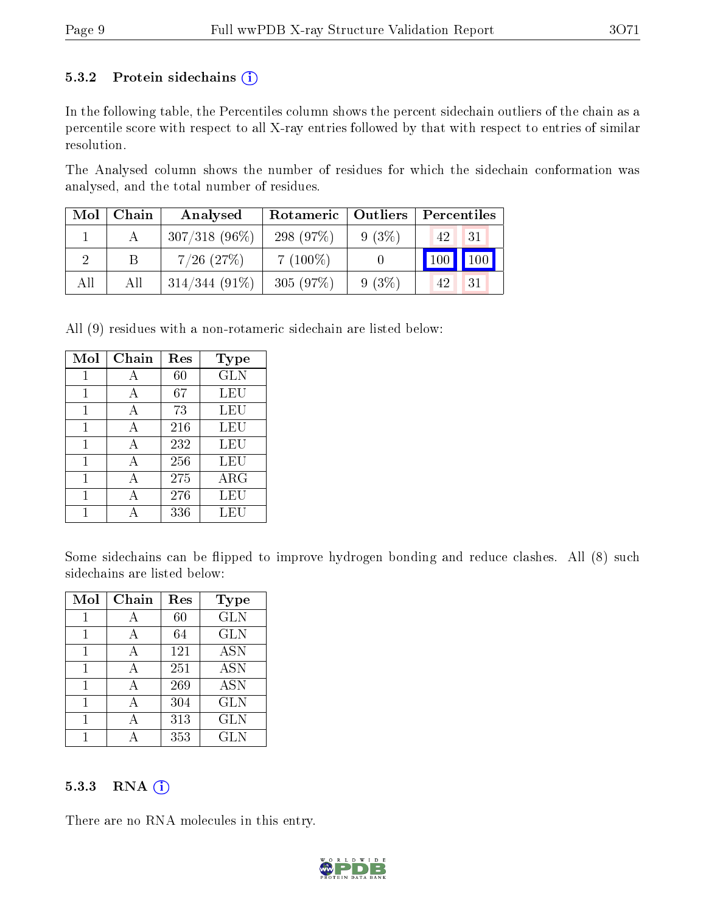### 5.3.2 Protein sidechains (i)

In the following table, the Percentiles column shows the percent sidechain outliers of the chain as a percentile score with respect to all X-ray entries followed by that with respect to entries of similar resolution.

The Analysed column shows the number of residues for which the sidechain conformation was analysed, and the total number of residues.

| Mol | Chain | Analysed | Rotameric | Outliers | Percentiles | |
|---|---|---|---|---|---|---|
| 1 | A | 307/318 (96%) | 298 (97%) | 9 (3%) | 42 | 31 |
| 2 | B | 7/26 (27%) | 7 (100%) | 0 | 100 | 100 |
| All | All | 314/344 (91%) | 305 (97%) | 9 (3%) | 42 | 31 |

All (9) residues with a non-rotameric sidechain are listed below:

| Mol | Chain | Res | Type |
|---|---|---|---|
| 1 | A | 60 | GLN |
| 1 | A | 67 | LEU |
| 1 | A | 73 | LEU |
| 1 | A | 216 | LEU |
| 1 | A | 232 | LEU |
| 1 | A | 256 | LEU |
| 1 | A | 275 | ARG |
| 1 | A | 276 | LEU |
| 1 | A | 336 | LEU |

Some sidechains can be flipped to improve hydrogen bonding and reduce clashes. All (8) such sidechains are listed below:

| Mol | Chain | Res | Type |
|---|---|---|---|
| 1 | A | 60 | GLN |
| 1 | A | 64 | GLN |
| 1 | A | 121 | ASN |
| 1 | A | 251 | ASN |
| 1 | A | 269 | ASN |
| 1 | A | 304 | GLN |
| 1 | A | 313 | GLN |
| 1 | A | 353 | GLN |

### 5.3.3 RNA (i)

There are no RNA molecules in this entry.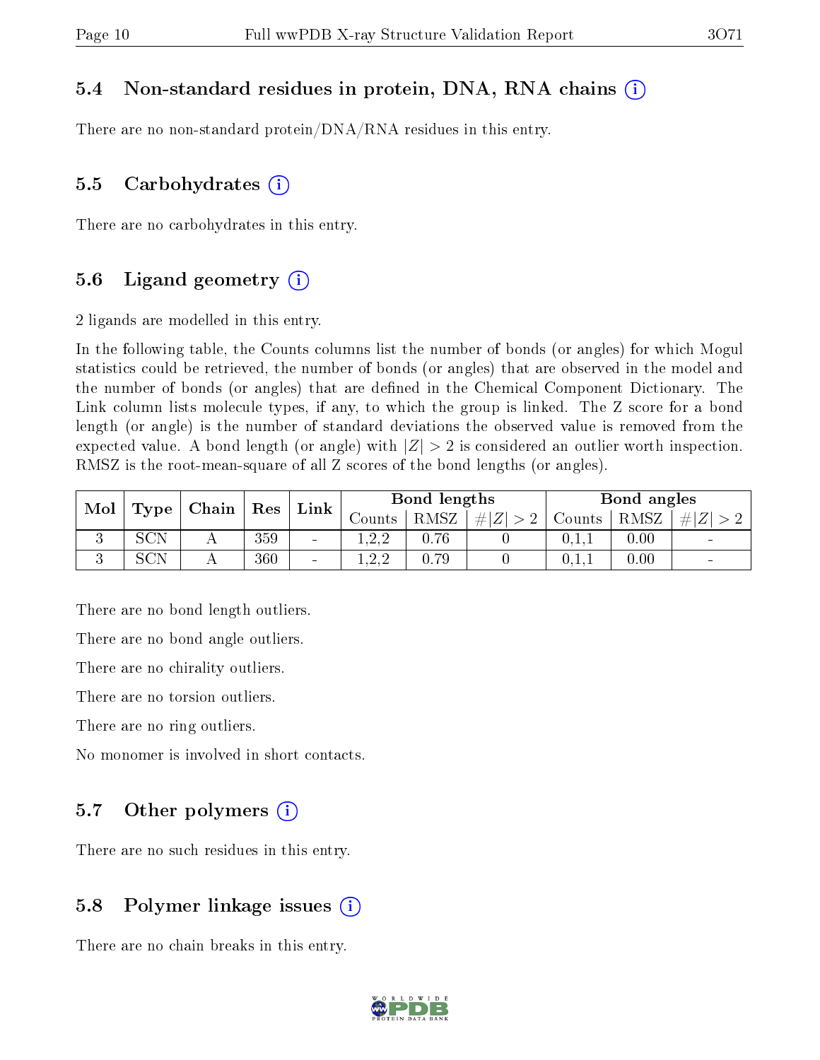### 5.4 Non-standard residues in protein, DNA, RNA chains (i)

There are no non-standard protein/DNA/RNA residues in this entry.

### 5.5 Carbohydrates (i)

There are no carbohydrates in this entry.

### 5.6 Ligand geometry (i)

2 ligands are modelled in this entry.

In the following table, the Counts columns list the number of bonds (or angles) for which Mogul statistics could be retrieved, the number of bonds (or angles) that are observed in the model and the number of bonds (or angles) that are defined in the Chemical Component Dictionary. The Link column lists molecule types, if any, to which the group is linked. The Z score for a bond length (or angle) is the number of standard deviations the observed value is removed from the expected value. A bond length (or angle) with $|Z| > 2$ is considered an outlier worth inspection. RMSZ is the root-mean-square of all Z scores of the bond lengths (or angles).

| Mol | Type | Chain | Res | Link | Bond lengths | | | Bond angles | | |
|---|---|---|---|---|---|---|---|---|---|---|
| | | | | | Counts | RMSZ | $\#\lvert Z\rvert > 2$ | Counts | RMSZ | $\#\lvert Z\rvert > 2$ |
| 3 | SCN | A | 359 | - | 1,2,2 | 0.76 | 0 | 0,1,1 | 0.00 | - |
| 3 | SCN | A | 360 | - | 1,2,2 | 0.79 | 0 | 0,1,1 | 0.00 | - |

There are no bond length outliers.

There are no bond angle outliers.

There are no chirality outliers.

There are no torsion outliers.

There are no ring outliers.

No monomer is involved in short contacts.

### 5.7 Other polymers (i)

There are no such residues in this entry.

### 5.8 Polymer linkage issues (i)

There are no chain breaks in this entry.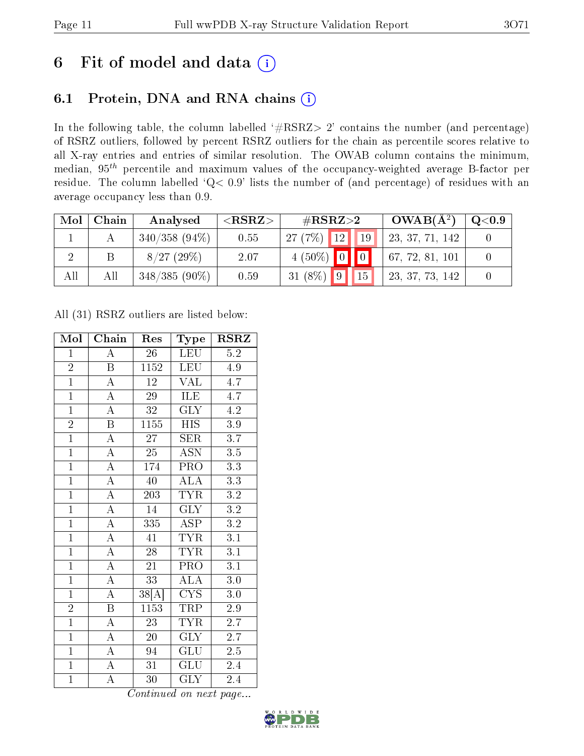# 6 Fit of model and data (i)

## 6.1 Protein, DNA and RNA chains (i)

In the following table, the column labelled '#RSRZ> 2' contains the number (and percentage) of RSRZ outliers, followed by percent RSRZ outliers for the chain as percentile scores relative to all X-ray entries and entries of similar resolution. The OWAB column contains the minimum, median, $95^{th}$ percentile and maximum values of the occupancy-weighted average B-factor per residue. The column labelled 'Q< 0.9' lists the number of (and percentage) of residues with an average occupancy less than 0.9.

| Mol | Chain | Analysed | <RSRZ> | #RSRZ>2 | | | OWAB($Å^2$) | Q<0.9 |
|---|---|---|---|---|---|---|---|---|
| 1 | A | 340/358 (94%) | 0.55 | 27 (7%) | 12 | 19 | 23, 37, 71, 142 | 0 |
| 2 | B | 8/27 (29%) | 2.07 | 4 (50%) | 0 | 0 | 67, 72, 81, 101 | 0 |
| All | All | 348/385 (90%) | 0.59 | 31 (8%) | 9 | 15 | 23, 37, 73, 142 | 0 |

All (31) RSRZ outliers are listed below:

| Mol | Chain | Res | Type | RSRZ |
|---|---|---|---|---|
| 1 | A | 26 | LEU | 5.2 |
| 2 | B | 1152 | LEU | 4.9 |
| 1 | A | 12 | VAL | 4.7 |
| 1 | A | 29 | ILE | 4.7 |
| 1 | A | 32 | GLY | 4.2 |
| 2 | B | 1155 | HIS | 3.9 |
| 1 | A | 27 | SER | 3.7 |
| 1 | A | 25 | ASN | 3.5 |
| 1 | A | 174 | PRO | 3.3 |
| 1 | A | 40 | ALA | 3.3 |
| 1 | A | 203 | TYR | 3.2 |
| 1 | A | 14 | GLY | 3.2 |
| 1 | A | 335 | ASP | 3.2 |
| 1 | A | 41 | TYR | 3.1 |
| 1 | A | 28 | TYR | 3.1 |
| 1 | A | 21 | PRO | 3.1 |
| 1 | A | 33 | ALA | 3.0 |
| 1 | A | 38[A] | CYS | 3.0 |
| 2 | B | 1153 | TRP | 2.9 |
| 1 | A | 23 | TYR | 2.7 |
| 1 | A | 20 | GLY | 2.7 |
| 1 | A | 94 | GLU | 2.5 |
| 1 | A | 31 | GLU | 2.4 |
| 1 | A | 30 | GLY | 2.4 |

*Continued on next page...*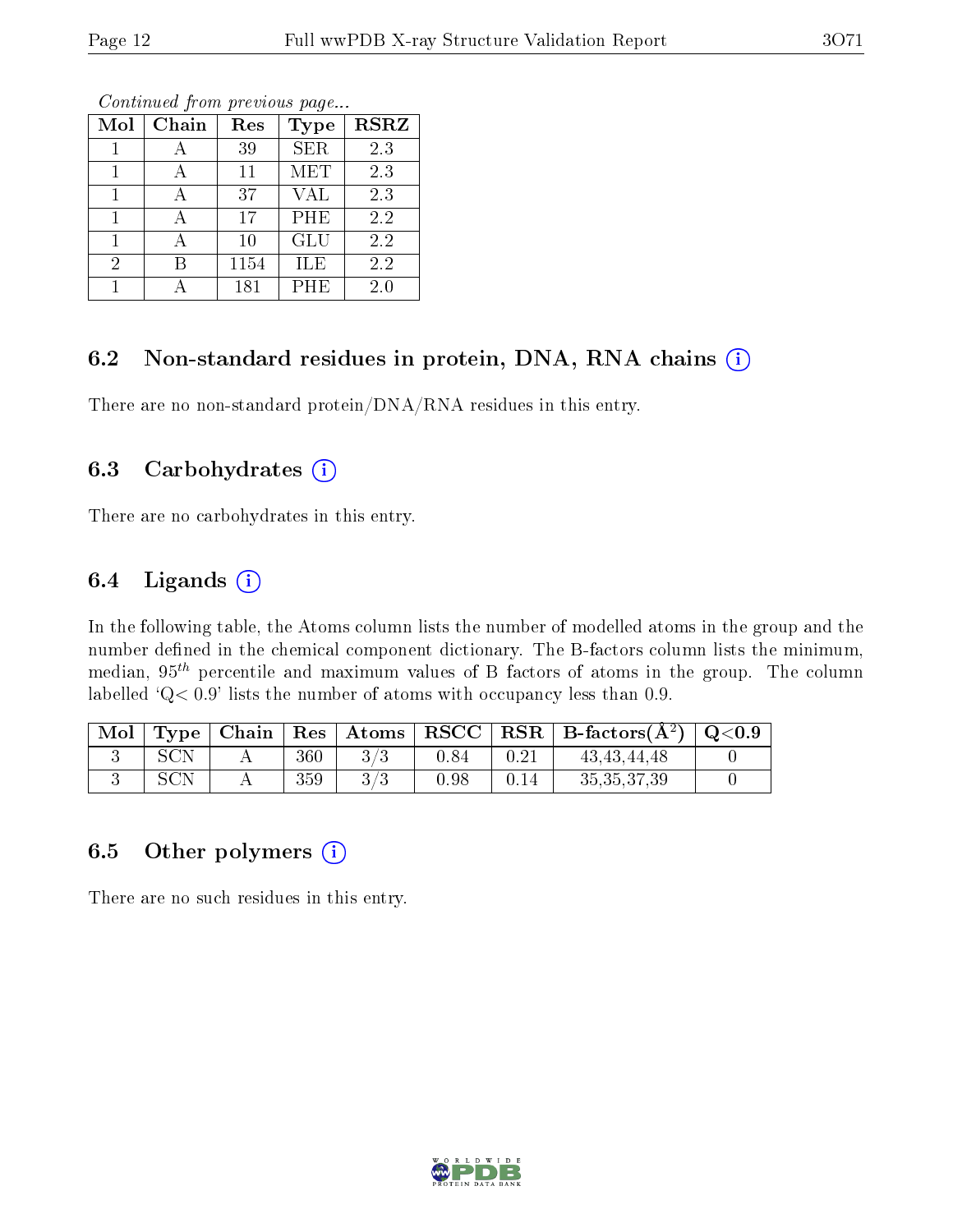*Continued from previous page...*

| Mol | Chain | Res | Type | RSRZ |
|---|---|---|---|---|
| 1 | A | 39 | SER | 2.3 |
| 1 | A | 11 | MET | 2.3 |
| 1 | A | 37 | VAL | 2.3 |
| 1 | A | 17 | PHE | 2.2 |
| 1 | A | 10 | GLU | 2.2 |
| 2 | B | 1154 | ILE | 2.2 |
| 1 | A | 181 | PHE | 2.0 |

### 6.2 Non-standard residues in protein, DNA, RNA chains (i)

There are no non-standard protein/DNA/RNA residues in this entry.

### 6.3 Carbohydrates (i)

There are no carbohydrates in this entry.

### 6.4 Ligands (i)

In the following table, the Atoms column lists the number of modelled atoms in the group and the number defined in the chemical component dictionary. The B-factors column lists the minimum, median, $95^{th}$ percentile and maximum values of B factors of atoms in the group. The column labelled 'Q< 0.9' lists the number of atoms with occupancy less than 0.9.

| Mol | Type | Chain | Res | Atoms | RSCC | RSR | B-factors($Å^2$) | Q<0.9 |
|---|---|---|---|---|---|---|---|---|
| 3 | SCN | A | 360 | 3/3 | 0.84 | 0.21 | 43,43,44,48 | 0 |
| 3 | SCN | A | 359 | 3/3 | 0.98 | 0.14 | 35,35,37,39 | 0 |

### 6.5 Other polymers (i)

There are no such residues in this entry.